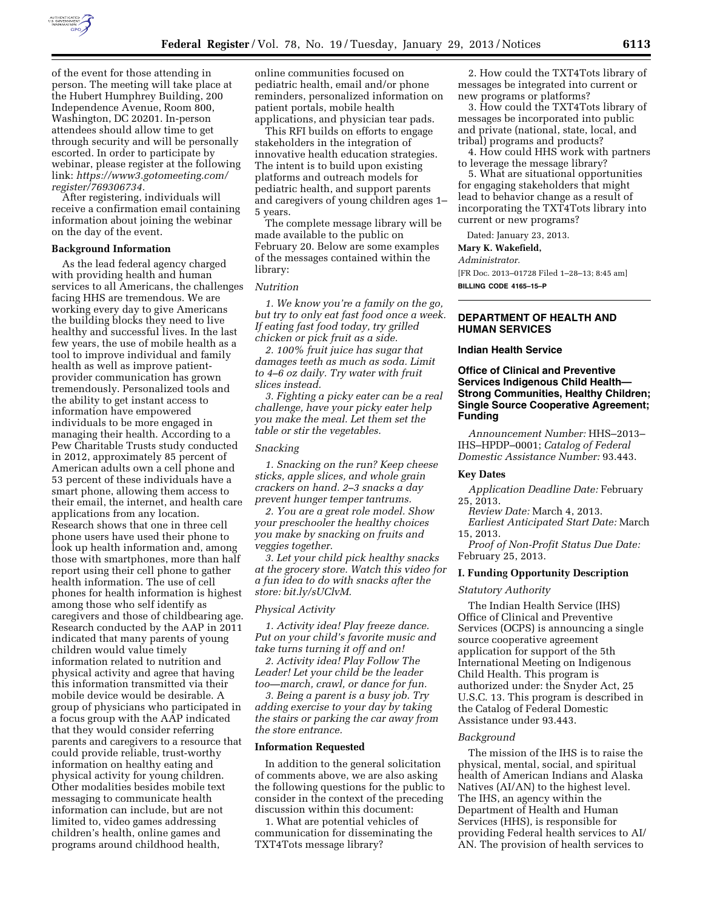of the event for those attending in person. The meeting will take place at the Hubert Humphrey Building, 200 Independence Avenue, Room 800, Washington, DC 20201. In-person attendees should allow time to get through security and will be personally escorted. In order to participate by webinar, please register at the following link: *https://www3.gotomeeting.com/register/769306734.*

After registering, individuals will receive a confirmation email containing information about joining the webinar on the day of the event.

**Background Information**

As the lead federal agency charged with providing health and human services to all Americans, the challenges facing HHS are tremendous. We are working every day to give Americans the building blocks they need to live healthy and successful lives. In the last few years, the use of mobile health as a tool to improve individual and family health as well as improve patient-provider communication has grown tremendously. Personalized tools and the ability to get instant access to information have empowered individuals to be more engaged in managing their health. According to a Pew Charitable Trusts study conducted in 2012, approximately 85 percent of American adults own a cell phone and 53 percent of these individuals have a smart phone, allowing them access to their email, the internet, and health care applications from any location. Research shows that one in three cell phone users have used their phone to look up health information and, among those with smartphones, more than half report using their cell phone to gather health information. The use of cell phones for health information is highest among those who self identify as caregivers and those of childbearing age. Research conducted by the AAP in 2011 indicated that many parents of young children would value timely information related to nutrition and physical activity and agree that having this information transmitted via their mobile device would be desirable. A group of physicians who participated in a focus group with the AAP indicated that they would consider referring parents and caregivers to a resource that could provide reliable, trust-worthy information on healthy eating and physical activity for young children. Other modalities besides mobile text messaging to communicate health information can include, but are not limited to, video games addressing children's health, online games and programs around childhood health, online communities focused on pediatric health, email and/or phone reminders, personalized information on patient portals, mobile health applications, and physician tear pads.

This RFI builds on efforts to engage stakeholders in the integration of innovative health education strategies. The intent is to build upon existing platforms and outreach models for pediatric health, and support parents and caregivers of young children ages 1–5 years.

The complete message library will be made available to the public on February 20. Below are some examples of the messages contained within the library:

*Nutrition*

*1. We know you're a family on the go, but try to only eat fast food once a week. If eating fast food today, try grilled chicken or pick fruit as a side.*

*2. 100% fruit juice has sugar that damages teeth as much as soda. Limit to 4–6 oz daily. Try water with fruit slices instead.*

*3. Fighting a picky eater can be a real challenge, have your picky eater help you make the meal. Let them set the table or stir the vegetables.*

*Snacking*

*1. Snacking on the run? Keep cheese sticks, apple slices, and whole grain crackers on hand. 2–3 snacks a day prevent hunger temper tantrums.*

*2. You are a great role model. Show your preschooler the healthy choices you make by snacking on fruits and veggies together.*

*3. Let your child pick healthy snacks at the grocery store. Watch this video for a fun idea to do with snacks after the store: bit.ly/sUClvM.*

*Physical Activity*

*1. Activity idea! Play freeze dance. Put on your child's favorite music and take turns turning it off and on!*

*2. Activity idea! Play Follow The Leader! Let your child be the leader too—march, crawl, or dance for fun.*

*3. Being a parent is a busy job. Try adding exercise to your day by taking the stairs or parking the car away from the store entrance.*

**Information Requested**

In addition to the general solicitation of comments above, we are also asking the following questions for the public to consider in the context of the preceding discussion within this document:

1. What are potential vehicles of communication for disseminating the TXT4Tots message library?

2. How could the TXT4Tots library of messages be integrated into current or new programs or platforms?

3. How could the TXT4Tots library of messages be incorporated into public and private (national, state, local, and tribal) programs and products?

4. How could HHS work with partners to leverage the message library?

5. What are situational opportunities for engaging stakeholders that might lead to behavior change as a result of incorporating the TXT4Tots library into current or new programs?

Dated: January 23, 2013.

**Mary K. Wakefield,**

*Administrator.*

[FR Doc. 2013–01728 Filed 1–28–13; 8:45 am]

**BILLING CODE 4165–15–P**

---

## DEPARTMENT OF HEALTH AND HUMAN SERVICES

### Indian Health Service

### Office of Clinical and Preventive Services Indigenous Child Health—Strong Communities, Healthy Children; Single Source Cooperative Agreement; Funding

*Announcement Number:* HHS–2013–IHS–HPDP–0001; *Catalog of Federal Domestic Assistance Number:* 93.443.

**Key Dates**

*Application Deadline Date:* February 25, 2013.

*Review Date:* March 4, 2013.

*Earliest Anticipated Start Date:* March 15, 2013.

*Proof of Non-Profit Status Due Date:* February 25, 2013.

**I. Funding Opportunity Description**

*Statutory Authority*

The Indian Health Service (IHS) Office of Clinical and Preventive Services (OCPS) is announcing a single source cooperative agreement application for support of the 5th International Meeting on Indigenous Child Health. This program is authorized under: the Snyder Act, 25 U.S.C. 13. This program is described in the Catalog of Federal Domestic Assistance under 93.443.

*Background*

The mission of the IHS is to raise the physical, mental, social, and spiritual health of American Indians and Alaska Natives (AI/AN) to the highest level. The IHS, an agency within the Department of Health and Human Services (HHS), is responsible for providing Federal health services to AI/AN. The provision of health services to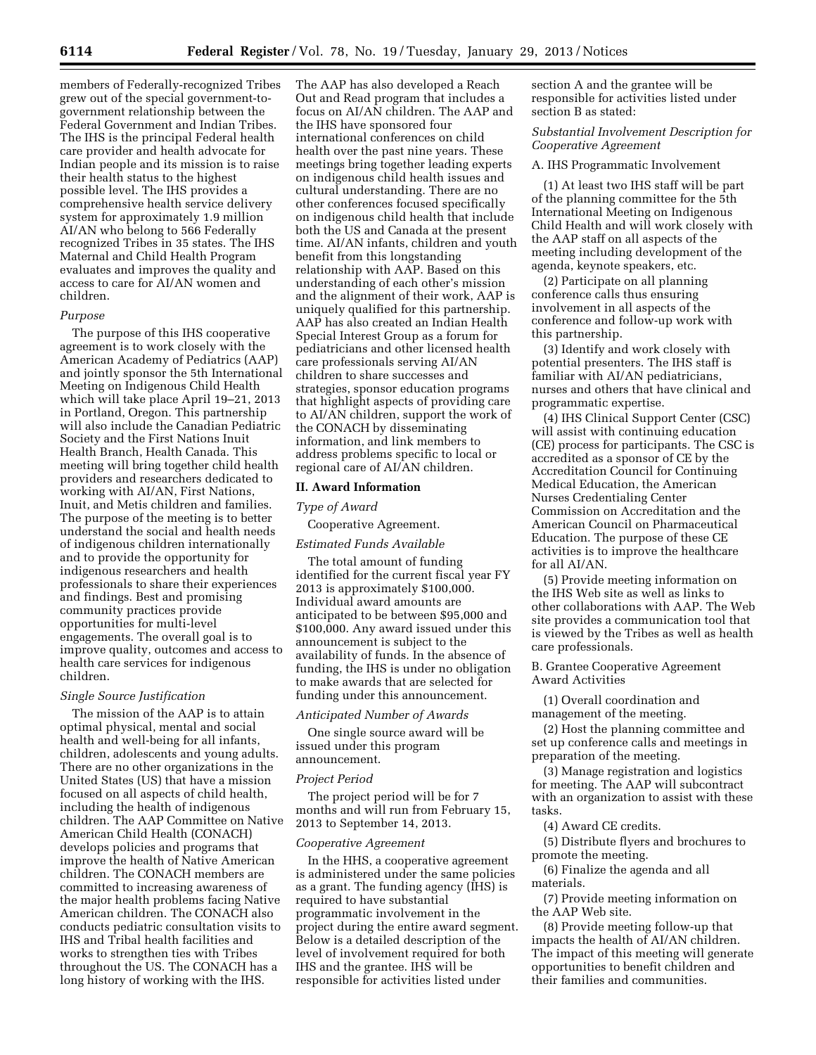members of Federally-recognized Tribes grew out of the special government-to-government relationship between the Federal Government and Indian Tribes. The IHS is the principal Federal health care provider and health advocate for Indian people and its mission is to raise their health status to the highest possible level. The IHS provides a comprehensive health service delivery system for approximately 1.9 million AI/AN who belong to 566 Federally recognized Tribes in 35 states. The IHS Maternal and Child Health Program evaluates and improves the quality and access to care for AI/AN women and children.

*Purpose*

The purpose of this IHS cooperative agreement is to work closely with the American Academy of Pediatrics (AAP) and jointly sponsor the 5th International Meeting on Indigenous Child Health which will take place April 19–21, 2013 in Portland, Oregon. This partnership will also include the Canadian Pediatric Society and the First Nations Inuit Health Branch, Health Canada. This meeting will bring together child health providers and researchers dedicated to working with AI/AN, First Nations, Inuit, and Metis children and families. The purpose of the meeting is to better understand the social and health needs of indigenous children internationally and to provide the opportunity for indigenous researchers and health professionals to share their experiences and findings. Best and promising community practices provide opportunities for multi-level engagements. The overall goal is to improve quality, outcomes and access to health care services for indigenous children.

*Single Source Justification*

The mission of the AAP is to attain optimal physical, mental and social health and well-being for all infants, children, adolescents and young adults. There are no other organizations in the United States (US) that have a mission focused on all aspects of child health, including the health of indigenous children. The AAP Committee on Native American Child Health (CONACH) develops policies and programs that improve the health of Native American children. The CONACH members are committed to increasing awareness of the major health problems facing Native American children. The CONACH also conducts pediatric consultation visits to IHS and Tribal health facilities and works to strengthen ties with Tribes throughout the US. The CONACH has a long history of working with the IHS. The AAP has also developed a Reach Out and Read program that includes a focus on AI/AN children. The AAP and the IHS have sponsored four international conferences on child health over the past nine years. These meetings bring together leading experts on indigenous child health issues and cultural understanding. There are no other conferences focused specifically on indigenous child health that include both the US and Canada at the present time. AI/AN infants, children and youth benefit from this longstanding relationship with AAP. Based on this understanding of each other's mission and the alignment of their work, AAP is uniquely qualified for this partnership. AAP has also created an Indian Health Special Interest Group as a forum for pediatricians and other licensed health care professionals serving AI/AN children to share successes and strategies, sponsor education programs that highlight aspects of providing care to AI/AN children, support the work of the CONACH by disseminating information, and link members to address problems specific to local or regional care of AI/AN children.

## II. Award Information

*Type of Award*

Cooperative Agreement.

*Estimated Funds Available*

The total amount of funding identified for the current fiscal year FY 2013 is approximately $100,000. Individual award amounts are anticipated to be between $95,000 and $100,000. Any award issued under this announcement is subject to the availability of funds. In the absence of funding, the IHS is under no obligation to make awards that are selected for funding under this announcement.

*Anticipated Number of Awards*

One single source award will be issued under this program announcement.

*Project Period*

The project period will be for 7 months and will run from February 15, 2013 to September 14, 2013.

*Cooperative Agreement*

In the HHS, a cooperative agreement is administered under the same policies as a grant. The funding agency (IHS) is required to have substantial programmatic involvement in the project during the entire award segment. Below is a detailed description of the level of involvement required for both IHS and the grantee. IHS will be responsible for activities listed under section A and the grantee will be responsible for activities listed under section B as stated:

*Substantial Involvement Description for Cooperative Agreement*

A. IHS Programmatic Involvement

(1) At least two IHS staff will be part of the planning committee for the 5th International Meeting on Indigenous Child Health and will work closely with the AAP staff on all aspects of the meeting including development of the agenda, keynote speakers, etc.

(2) Participate on all planning conference calls thus ensuring involvement in all aspects of the conference and follow-up work with this partnership.

(3) Identify and work closely with potential presenters. The IHS staff is familiar with AI/AN pediatricians, nurses and others that have clinical and programmatic expertise.

(4) IHS Clinical Support Center (CSC) will assist with continuing education (CE) process for participants. The CSC is accredited as a sponsor of CE by the Accreditation Council for Continuing Medical Education, the American Nurses Credentialing Center Commission on Accreditation and the American Council on Pharmaceutical Education. The purpose of these CE activities is to improve the healthcare for all AI/AN.

(5) Provide meeting information on the IHS Web site as well as links to other collaborations with AAP. The Web site provides a communication tool that is viewed by the Tribes as well as health care professionals.

B. Grantee Cooperative Agreement Award Activities

(1) Overall coordination and management of the meeting.

(2) Host the planning committee and set up conference calls and meetings in preparation of the meeting.

(3) Manage registration and logistics for meeting. The AAP will subcontract with an organization to assist with these tasks.

(4) Award CE credits.

(5) Distribute flyers and brochures to promote the meeting.

(6) Finalize the agenda and all materials.

(7) Provide meeting information on the AAP Web site.

(8) Provide meeting follow-up that impacts the health of AI/AN children. The impact of this meeting will generate opportunities to benefit children and their families and communities.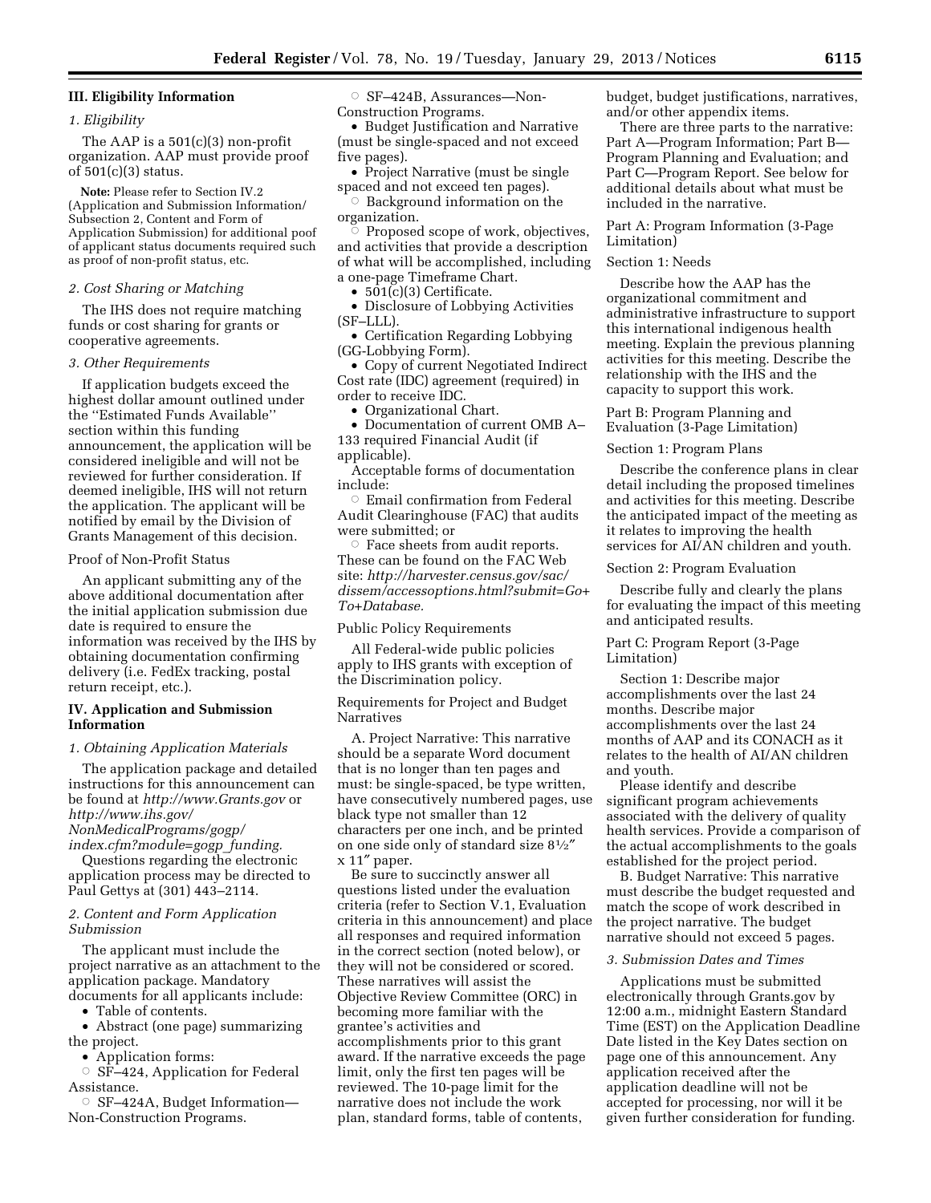## III. Eligibility Information

### *1. Eligibility*

The AAP is a 501(c)(3) non-profit organization. AAP must provide proof of 501(c)(3) status.

**Note:** Please refer to Section IV.2 (Application and Submission Information/Subsection 2, Content and Form of Application Submission) for additional poof of applicant status documents required such as proof of non-profit status, etc.

### *2. Cost Sharing or Matching*

The IHS does not require matching funds or cost sharing for grants or cooperative agreements.

### *3. Other Requirements*

If application budgets exceed the highest dollar amount outlined under the ''Estimated Funds Available'' section within this funding announcement, the application will be considered ineligible and will not be reviewed for further consideration. If deemed ineligible, IHS will not return the application. The applicant will be notified by email by the Division of Grants Management of this decision.

Proof of Non-Profit Status

An applicant submitting any of the above additional documentation after the initial application submission due date is required to ensure the information was received by the IHS by obtaining documentation confirming delivery (i.e. FedEx tracking, postal return receipt, etc.).

## IV. Application and Submission Information

### *1. Obtaining Application Materials*

The application package and detailed instructions for this announcement can be found at *http://www.Grants.gov* or *http://www.ihs.gov/NonMedicalPrograms/gogp/index.cfm?module=gogp_funding.*

Questions regarding the electronic application process may be directed to Paul Gettys at (301) 443–2114.

### *2. Content and Form Application Submission*

The applicant must include the project narrative as an attachment to the application package. Mandatory documents for all applicants include:

- Table of contents.
- Abstract (one page) summarizing the project.
- Application forms:
  - ○ SF–424, Application for Federal Assistance.
  - ○ SF–424A, Budget Information—Non-Construction Programs.
  - ○ SF–424B, Assurances—Non-Construction Programs.
- Budget Justification and Narrative (must be single-spaced and not exceed five pages).
- Project Narrative (must be single spaced and not exceed ten pages).
  - ○ Background information on the organization.
  - ○ Proposed scope of work, objectives, and activities that provide a description of what will be accomplished, including a one-page Timeframe Chart.
- 501(c)(3) Certificate.
- Disclosure of Lobbying Activities (SF–LLL).
- Certification Regarding Lobbying (GG-Lobbying Form).
- Copy of current Negotiated Indirect Cost rate (IDC) agreement (required) in order to receive IDC.
- Organizational Chart.
- Documentation of current OMB A–133 required Financial Audit (if applicable).

Acceptable forms of documentation include:

- ○ Email confirmation from Federal Audit Clearinghouse (FAC) that audits were submitted; or
- ○ Face sheets from audit reports. These can be found on the FAC Web site: *http://harvester.census.gov/sac/dissem/accessoptions.html?submit=Go+To+Database.*

Public Policy Requirements

All Federal-wide public policies apply to IHS grants with exception of the Discrimination policy.

Requirements for Project and Budget Narratives

A. Project Narrative: This narrative should be a separate Word document that is no longer than ten pages and must: be single-spaced, be type written, have consecutively numbered pages, use black type not smaller than 12 characters per one inch, and be printed on one side only of standard size 8½″ x 11″ paper.

Be sure to succinctly answer all questions listed under the evaluation criteria (refer to Section V.1, Evaluation criteria in this announcement) and place all responses and required information in the correct section (noted below), or they will not be considered or scored. These narratives will assist the Objective Review Committee (ORC) in becoming more familiar with the grantee's activities and accomplishments prior to this grant award. If the narrative exceeds the page limit, only the first ten pages will be reviewed. The 10-page limit for the narrative does not include the work plan, standard forms, table of contents, budget, budget justifications, narratives, and/or other appendix items.

There are three parts to the narrative: Part A—Program Information; Part B—Program Planning and Evaluation; and Part C—Program Report. See below for additional details about what must be included in the narrative.

Part A: Program Information (3-Page Limitation)

Section 1: Needs

Describe how the AAP has the organizational commitment and administrative infrastructure to support this international indigenous health meeting. Explain the previous planning activities for this meeting. Describe the relationship with the IHS and the capacity to support this work.

Part B: Program Planning and Evaluation (3-Page Limitation)

Section 1: Program Plans

Describe the conference plans in clear detail including the proposed timelines and activities for this meeting. Describe the anticipated impact of the meeting as it relates to improving the health services for AI/AN children and youth.

Section 2: Program Evaluation

Describe fully and clearly the plans for evaluating the impact of this meeting and anticipated results.

Part C: Program Report (3-Page Limitation)

Section 1: Describe major accomplishments over the last 24 months. Describe major accomplishments over the last 24 months of AAP and its CONACH as it relates to the health of AI/AN children and youth.

Please identify and describe significant program achievements associated with the delivery of quality health services. Provide a comparison of the actual accomplishments to the goals established for the project period.

B. Budget Narrative: This narrative must describe the budget requested and match the scope of work described in the project narrative. The budget narrative should not exceed 5 pages.

### *3. Submission Dates and Times*

Applications must be submitted electronically through Grants.gov by 12:00 a.m., midnight Eastern Standard Time (EST) on the Application Deadline Date listed in the Key Dates section on page one of this announcement. Any application received after the application deadline will not be accepted for processing, nor will it be given further consideration for funding.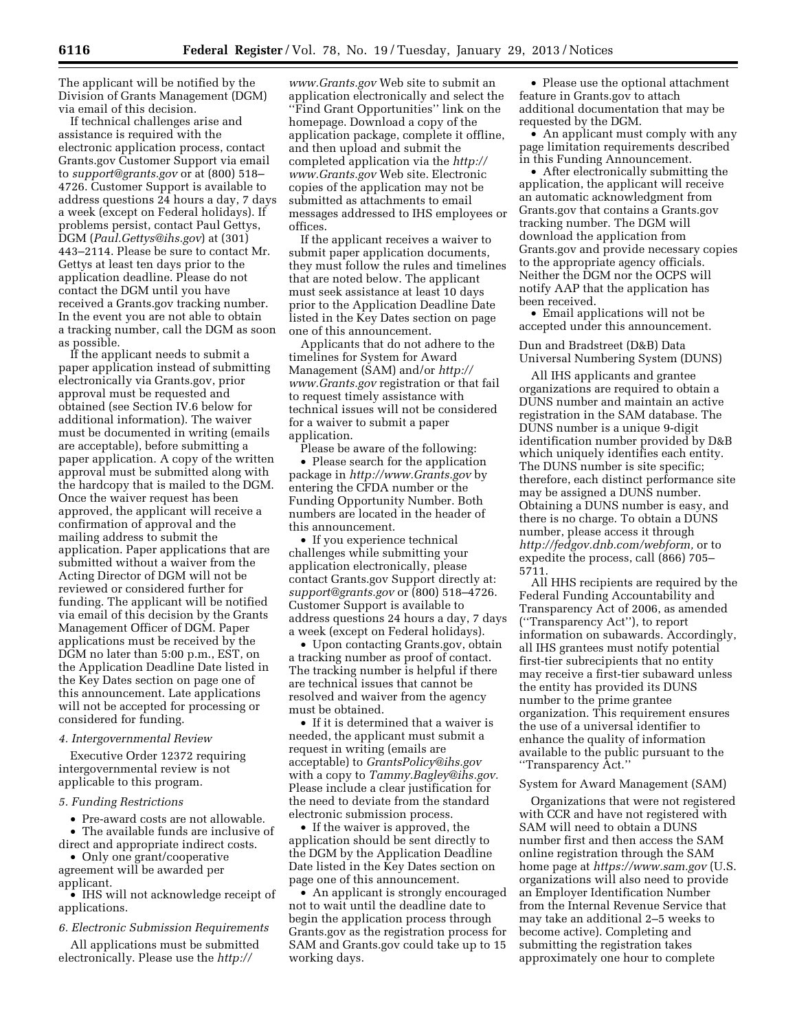The applicant will be notified by the Division of Grants Management (DGM) via email of this decision.

If technical challenges arise and assistance is required with the electronic application process, contact Grants.gov Customer Support via email to *support@grants.gov* or at (800) 518–4726. Customer Support is available to address questions 24 hours a day, 7 days a week (except on Federal holidays). If problems persist, contact Paul Gettys, DGM (*Paul.Gettys@ihs.gov*) at (301) 443–2114. Please be sure to contact Mr. Gettys at least ten days prior to the application deadline. Please do not contact the DGM until you have received a Grants.gov tracking number. In the event you are not able to obtain a tracking number, call the DGM as soon as possible.

If the applicant needs to submit a paper application instead of submitting electronically via Grants.gov, prior approval must be requested and obtained (see Section IV.6 below for additional information). The waiver must be documented in writing (emails are acceptable), before submitting a paper application. A copy of the written approval must be submitted along with the hardcopy that is mailed to the DGM. Once the waiver request has been approved, the applicant will receive a confirmation of approval and the mailing address to submit the application. Paper applications that are submitted without a waiver from the Acting Director of DGM will not be reviewed or considered further for funding. The applicant will be notified via email of this decision by the Grants Management Officer of DGM. Paper applications must be received by the DGM no later than 5:00 p.m., EST, on the Application Deadline Date listed in the Key Dates section on page one of this announcement. Late applications will not be accepted for processing or considered for funding.

*4. Intergovernmental Review*

Executive Order 12372 requiring intergovernmental review is not applicable to this program.

*5. Funding Restrictions*

- Pre-award costs are not allowable.
- The available funds are inclusive of direct and appropriate indirect costs.
- Only one grant/cooperative agreement will be awarded per applicant.
- IHS will not acknowledge receipt of applications.

*6. Electronic Submission Requirements*

All applications must be submitted electronically. Please use the *http://www.Grants.gov* Web site to submit an application electronically and select the "Find Grant Opportunities" link on the homepage. Download a copy of the application package, complete it offline, and then upload and submit the completed application via the *http://www.Grants.gov* Web site. Electronic copies of the application may not be submitted as attachments to email messages addressed to IHS employees or offices.

If the applicant receives a waiver to submit paper application documents, they must follow the rules and timelines that are noted below. The applicant must seek assistance at least 10 days prior to the Application Deadline Date listed in the Key Dates section on page one of this announcement.

Applicants that do not adhere to the timelines for System for Award Management (SAM) and/or *http://www.Grants.gov* registration or that fail to request timely assistance with technical issues will not be considered for a waiver to submit a paper application.

Please be aware of the following:

- Please search for the application package in *http://www.Grants.gov* by entering the CFDA number or the Funding Opportunity Number. Both numbers are located in the header of this announcement.
- If you experience technical challenges while submitting your application electronically, please contact Grants.gov Support directly at: *support@grants.gov* or (800) 518–4726. Customer Support is available to address questions 24 hours a day, 7 days a week (except on Federal holidays).
- Upon contacting Grants.gov, obtain a tracking number as proof of contact. The tracking number is helpful if there are technical issues that cannot be resolved and waiver from the agency must be obtained.
- If it is determined that a waiver is needed, the applicant must submit a request in writing (emails are acceptable) to *GrantsPolicy@ihs.gov* with a copy to *Tammy.Bagley@ihs.gov*. Please include a clear justification for the need to deviate from the standard electronic submission process.
- If the waiver is approved, the application should be sent directly to the DGM by the Application Deadline Date listed in the Key Dates section on page one of this announcement.
- An applicant is strongly encouraged not to wait until the deadline date to begin the application process through Grants.gov as the registration process for SAM and Grants.gov could take up to 15 working days.
- Please use the optional attachment feature in Grants.gov to attach additional documentation that may be requested by the DGM.
- An applicant must comply with any page limitation requirements described in this Funding Announcement.
- After electronically submitting the application, the applicant will receive an automatic acknowledgment from Grants.gov that contains a Grants.gov tracking number. The DGM will download the application from Grants.gov and provide necessary copies to the appropriate agency officials. Neither the DGM nor the OCPS will notify AAP that the application has been received.
- Email applications will not be accepted under this announcement.

Dun and Bradstreet (D&B) Data Universal Numbering System (DUNS)

All IHS applicants and grantee organizations are required to obtain a DUNS number and maintain an active registration in the SAM database. The DUNS number is a unique 9-digit identification number provided by D&B which uniquely identifies each entity. The DUNS number is site specific; therefore, each distinct performance site may be assigned a DUNS number. Obtaining a DUNS number is easy, and there is no charge. To obtain a DUNS number, please access it through *http://fedgov.dnb.com/webform,* or to expedite the process, call (866) 705–5711.

All HHS recipients are required by the Federal Funding Accountability and Transparency Act of 2006, as amended ("Transparency Act"), to report information on subawards. Accordingly, all IHS grantees must notify potential first-tier subrecipients that no entity may receive a first-tier subaward unless the entity has provided its DUNS number to the prime grantee organization. This requirement ensures the use of a universal identifier to enhance the quality of information available to the public pursuant to the "Transparency Act."

System for Award Management (SAM)

Organizations that were not registered with CCR and have not registered with SAM will need to obtain a DUNS number first and then access the SAM online registration through the SAM home page at *https://www.sam.gov* (U.S. organizations will also need to provide an Employer Identification Number from the Internal Revenue Service that may take an additional 2–5 weeks to become active). Completing and submitting the registration takes approximately one hour to complete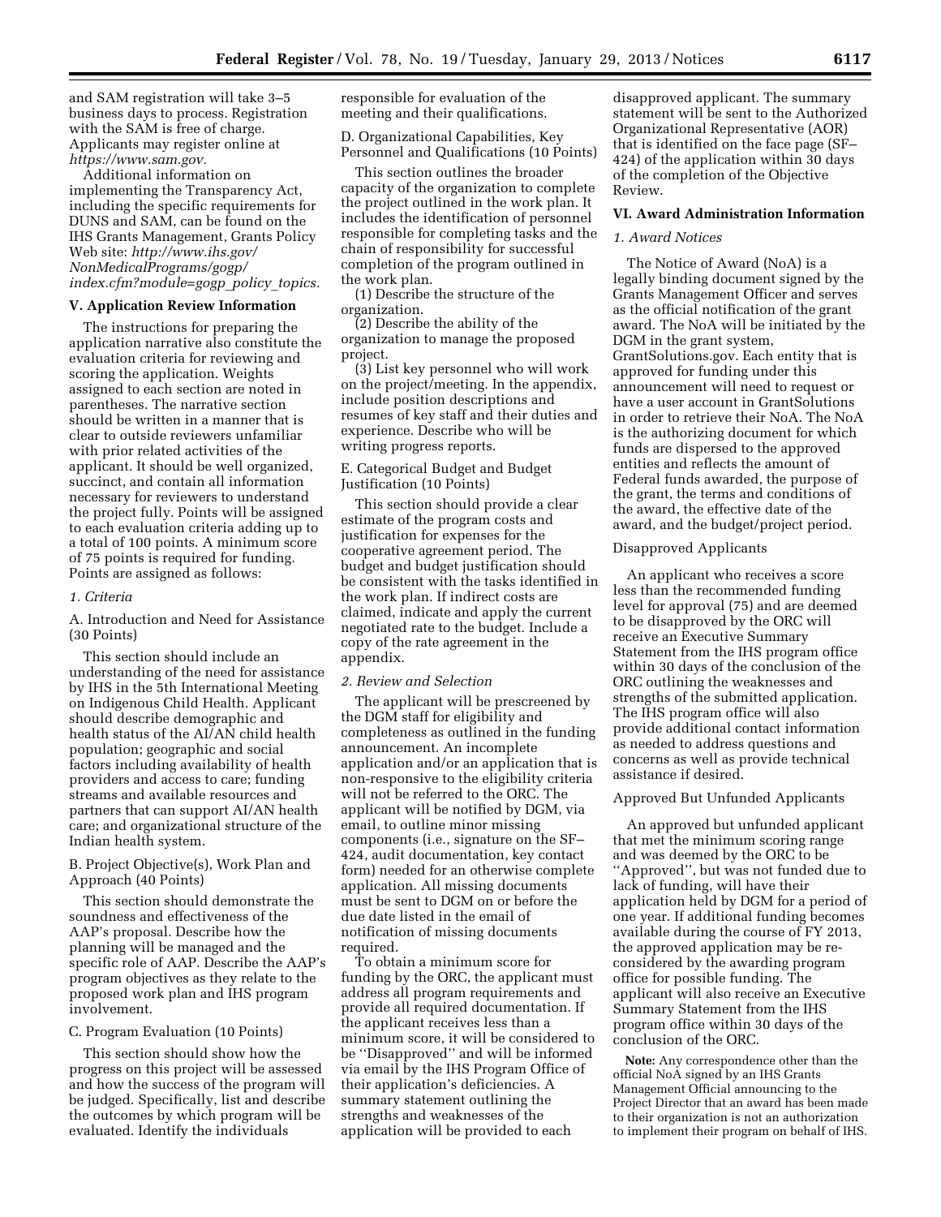and SAM registration will take 3–5 business days to process. Registration with the SAM is free of charge. Applicants may register online at *https://www.sam.gov.*

Additional information on implementing the Transparency Act, including the specific requirements for DUNS and SAM, can be found on the IHS Grants Management, Grants Policy Web site: *http://www.ihs.gov/NonMedicalPrograms/gogp/index.cfm?module=gogp_policy_topics.*

## V. Application Review Information

The instructions for preparing the application narrative also constitute the evaluation criteria for reviewing and scoring the application. Weights assigned to each section are noted in parentheses. The narrative section should be written in a manner that is clear to outside reviewers unfamiliar with prior related activities of the applicant. It should be well organized, succinct, and contain all information necessary for reviewers to understand the project fully. Points will be assigned to each evaluation criteria adding up to a total of 100 points. A minimum score of 75 points is required for funding. Points are assigned as follows:

### *1. Criteria*

A. Introduction and Need for Assistance (30 Points)

This section should include an understanding of the need for assistance by IHS in the 5th International Meeting on Indigenous Child Health. Applicant should describe demographic and health status of the AI/AN child health population; geographic and social factors including availability of health providers and access to care; funding streams and available resources and partners that can support AI/AN health care; and organizational structure of the Indian health system.

B. Project Objective(s), Work Plan and Approach (40 Points)

This section should demonstrate the soundness and effectiveness of the AAP's proposal. Describe how the planning will be managed and the specific role of AAP. Describe the AAP's program objectives as they relate to the proposed work plan and IHS program involvement.

C. Program Evaluation (10 Points)

This section should show how the progress on this project will be assessed and how the success of the program will be judged. Specifically, list and describe the outcomes by which program will be evaluated. Identify the individuals responsible for evaluation of the meeting and their qualifications.

D. Organizational Capabilities, Key Personnel and Qualifications (10 Points)

This section outlines the broader capacity of the organization to complete the project outlined in the work plan. It includes the identification of personnel responsible for completing tasks and the chain of responsibility for successful completion of the program outlined in the work plan.

(1) Describe the structure of the organization.

(2) Describe the ability of the organization to manage the proposed project.

(3) List key personnel who will work on the project/meeting. In the appendix, include position descriptions and resumes of key staff and their duties and experience. Describe who will be writing progress reports.

E. Categorical Budget and Budget Justification (10 Points)

This section should provide a clear estimate of the program costs and justification for expenses for the cooperative agreement period. The budget and budget justification should be consistent with the tasks identified in the work plan. If indirect costs are claimed, indicate and apply the current negotiated rate to the budget. Include a copy of the rate agreement in the appendix.

### *2. Review and Selection*

The applicant will be prescreened by the DGM staff for eligibility and completeness as outlined in the funding announcement. An incomplete application and/or an application that is non-responsive to the eligibility criteria will not be referred to the ORC. The applicant will be notified by DGM, via email, to outline minor missing components (i.e., signature on the SF–424, audit documentation, key contact form) needed for an otherwise complete application. All missing documents must be sent to DGM on or before the due date listed in the email of notification of missing documents required.

To obtain a minimum score for funding by the ORC, the applicant must address all program requirements and provide all required documentation. If the applicant receives less than a minimum score, it will be considered to be ''Disapproved'' and will be informed via email by the IHS Program Office of their application's deficiencies. A summary statement outlining the strengths and weaknesses of the application will be provided to each disapproved applicant. The summary statement will be sent to the Authorized Organizational Representative (AOR) that is identified on the face page (SF–424) of the application within 30 days of the completion of the Objective Review.

## VI. Award Administration Information

### *1. Award Notices*

The Notice of Award (NoA) is a legally binding document signed by the Grants Management Officer and serves as the official notification of the grant award. The NoA will be initiated by the DGM in the grant system, GrantSolutions.gov. Each entity that is approved for funding under this announcement will need to request or have a user account in GrantSolutions in order to retrieve their NoA. The NoA is the authorizing document for which funds are dispersed to the approved entities and reflects the amount of Federal funds awarded, the purpose of the grant, the terms and conditions of the award, the effective date of the award, and the budget/project period.

Disapproved Applicants

An applicant who receives a score less than the recommended funding level for approval (75) and are deemed to be disapproved by the ORC will receive an Executive Summary Statement from the IHS program office within 30 days of the conclusion of the ORC outlining the weaknesses and strengths of the submitted application. The IHS program office will also provide additional contact information as needed to address questions and concerns as well as provide technical assistance if desired.

Approved But Unfunded Applicants

An approved but unfunded applicant that met the minimum scoring range and was deemed by the ORC to be ''Approved'', but was not funded due to lack of funding, will have their application held by DGM for a period of one year. If additional funding becomes available during the course of FY 2013, the approved application may be re-considered by the awarding program office for possible funding. The applicant will also receive an Executive Summary Statement from the IHS program office within 30 days of the conclusion of the ORC.

**Note:** Any correspondence other than the official NoA signed by an IHS Grants Management Official announcing to the Project Director that an award has been made to their organization is not an authorization to implement their program on behalf of IHS.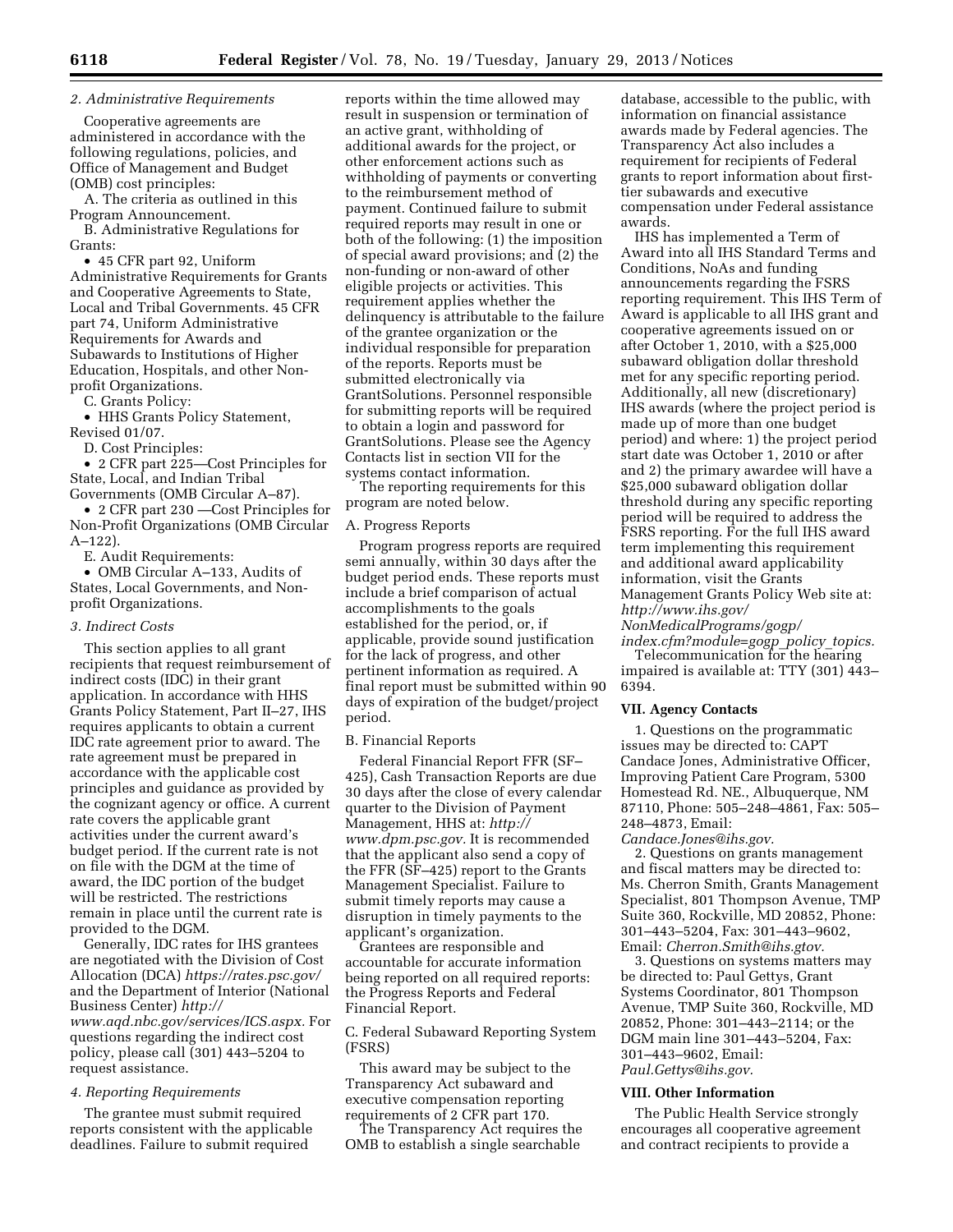### 2. Administrative Requirements

Cooperative agreements are administered in accordance with the following regulations, policies, and Office of Management and Budget (OMB) cost principles:

A. The criteria as outlined in this Program Announcement.

B. Administrative Regulations for Grants:

- 45 CFR part 92, Uniform Administrative Requirements for Grants and Cooperative Agreements to State, Local and Tribal Governments. 45 CFR part 74, Uniform Administrative Requirements for Awards and Subawards to Institutions of Higher Education, Hospitals, and other Non-profit Organizations.

C. Grants Policy:

- HHS Grants Policy Statement, Revised 01/07.

D. Cost Principles:

- 2 CFR part 225—Cost Principles for State, Local, and Indian Tribal Governments (OMB Circular A–87).
- 2 CFR part 230 —Cost Principles for Non-Profit Organizations (OMB Circular A–122).

E. Audit Requirements:

- OMB Circular A–133, Audits of States, Local Governments, and Non-profit Organizations.

### 3. Indirect Costs

This section applies to all grant recipients that request reimbursement of indirect costs (IDC) in their grant application. In accordance with HHS Grants Policy Statement, Part II–27, IHS requires applicants to obtain a current IDC rate agreement prior to award. The rate agreement must be prepared in accordance with the applicable cost principles and guidance as provided by the cognizant agency or office. A current rate covers the applicable grant activities under the current award's budget period. If the current rate is not on file with the DGM at the time of award, the IDC portion of the budget will be restricted. The restrictions remain in place until the current rate is provided to the DGM.

Generally, IDC rates for IHS grantees are negotiated with the Division of Cost Allocation (DCA) *https://rates.psc.gov/* and the Department of Interior (National Business Center) *http://www.aqd.nbc.gov/services/ICS.aspx.* For questions regarding the indirect cost policy, please call (301) 443–5204 to request assistance.

### 4. Reporting Requirements

The grantee must submit required reports consistent with the applicable deadlines. Failure to submit required reports within the time allowed may result in suspension or termination of an active grant, withholding of additional awards for the project, or other enforcement actions such as withholding of payments or converting to the reimbursement method of payment. Continued failure to submit required reports may result in one or both of the following: (1) the imposition of special award provisions; and (2) the non-funding or non-award of other eligible projects or activities. This requirement applies whether the delinquency is attributable to the failure of the grantee organization or the individual responsible for preparation of the reports. Reports must be submitted electronically via GrantSolutions. Personnel responsible for submitting reports will be required to obtain a login and password for GrantSolutions. Please see the Agency Contacts list in section VII for the systems contact information.

The reporting requirements for this program are noted below.

A. Progress Reports

Program progress reports are required semi annually, within 30 days after the budget period ends. These reports must include a brief comparison of actual accomplishments to the goals established for the period, or, if applicable, provide sound justification for the lack of progress, and other pertinent information as required. A final report must be submitted within 90 days of expiration of the budget/project period.

B. Financial Reports

Federal Financial Report FFR (SF–425), Cash Transaction Reports are due 30 days after the close of every calendar quarter to the Division of Payment Management, HHS at: *http://www.dpm.psc.gov.* It is recommended that the applicant also send a copy of the FFR (SF–425) report to the Grants Management Specialist. Failure to submit timely reports may cause a disruption in timely payments to the applicant's organization.

Grantees are responsible and accountable for accurate information being reported on all required reports: the Progress Reports and Federal Financial Report.

C. Federal Subaward Reporting System (FSRS)

This award may be subject to the Transparency Act subaward and executive compensation reporting requirements of 2 CFR part 170.

The Transparency Act requires the OMB to establish a single searchable database, accessible to the public, with information on financial assistance awards made by Federal agencies. The Transparency Act also includes a requirement for recipients of Federal grants to report information about first-tier subawards and executive compensation under Federal assistance awards.

IHS has implemented a Term of Award into all IHS Standard Terms and Conditions, NoAs and funding announcements regarding the FSRS reporting requirement. This IHS Term of Award is applicable to all IHS grant and cooperative agreements issued on or after October 1, 2010, with a $25,000 subaward obligation dollar threshold met for any specific reporting period. Additionally, all new (discretionary) IHS awards (where the project period is made up of more than one budget period) and where: 1) the project period start date was October 1, 2010 or after and 2) the primary awardee will have a $25,000 subaward obligation dollar threshold during any specific reporting period will be required to address the FSRS reporting. For the full IHS award term implementing this requirement and additional award applicability information, visit the Grants Management Grants Policy Web site at: *http://www.ihs.gov/NonMedicalPrograms/gogp/index.cfm?module=gogp_policy_topics.*

Telecommunication for the hearing impaired is available at: TTY (301) 443–6394.

## VII. Agency Contacts

1. Questions on the programmatic issues may be directed to: CAPT Candace Jones, Administrative Officer, Improving Patient Care Program, 5300 Homestead Rd. NE., Albuquerque, NM 87110, Phone: 505–248–4861, Fax: 505–248–4873, Email: *Candace.Jones@ihs.gov.*

2. Questions on grants management and fiscal matters may be directed to: Ms. Cherron Smith, Grants Management Specialist, 801 Thompson Avenue, TMP Suite 360, Rockville, MD 20852, Phone: 301–443–5204, Fax: 301–443–9602, Email: *Cherron.Smith@ihs.gtov.*

3. Questions on systems matters may be directed to: Paul Gettys, Grant Systems Coordinator, 801 Thompson Avenue, TMP Suite 360, Rockville, MD 20852, Phone: 301–443–2114; or the DGM main line 301–443–5204, Fax: 301–443–9602, Email: *Paul.Gettys@ihs.gov.*

## VIII. Other Information

The Public Health Service strongly encourages all cooperative agreement and contract recipients to provide a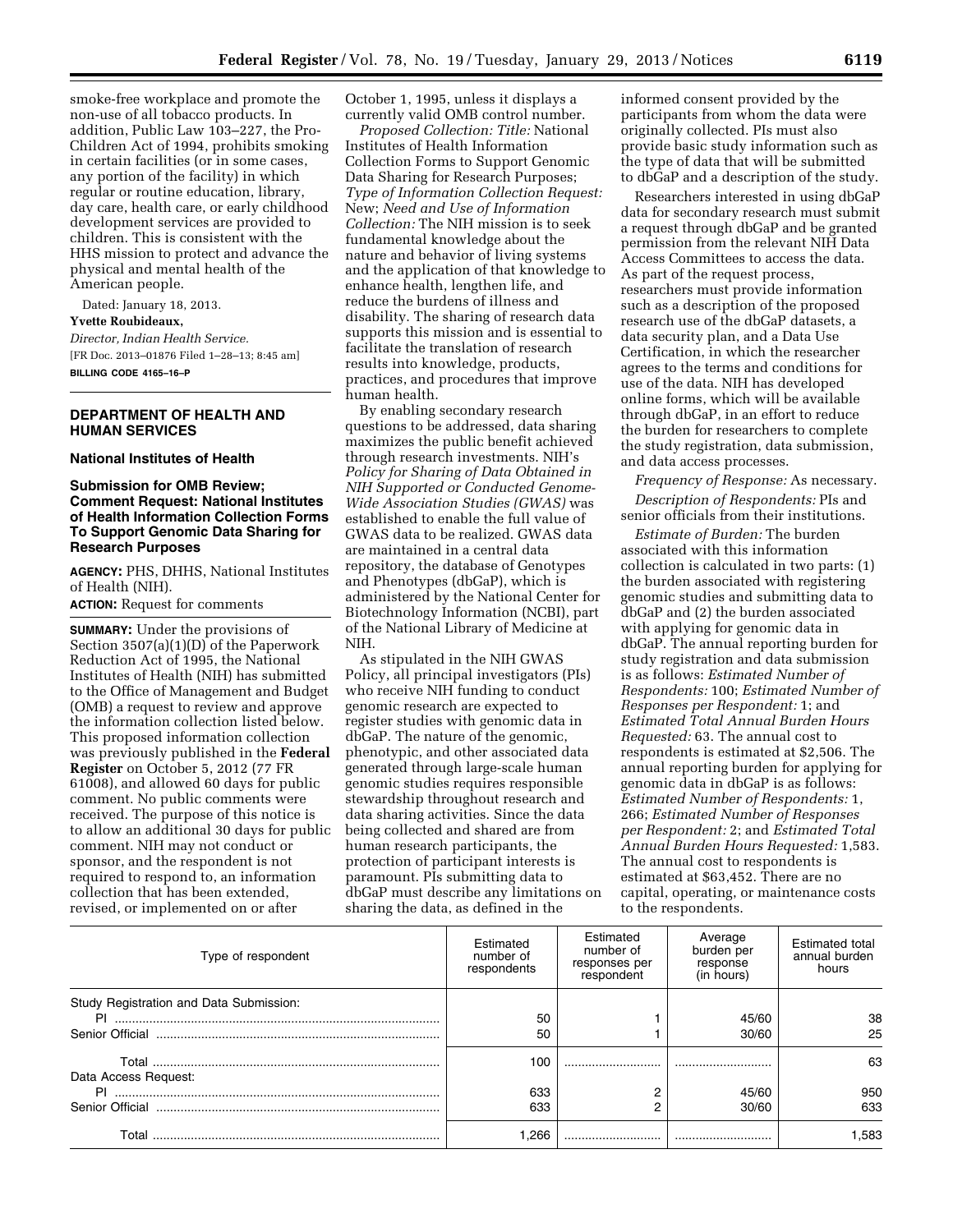smoke-free workplace and promote the non-use of all tobacco products. In addition, Public Law 103–227, the Pro-Children Act of 1994, prohibits smoking in certain facilities (or in some cases, any portion of the facility) in which regular or routine education, library, day care, health care, or early childhood development services are provided to children. This is consistent with the HHS mission to protect and advance the physical and mental health of the American people.

Dated: January 18, 2013.

**Yvette Roubideaux,**

*Director, Indian Health Service.*

[FR Doc. 2013–01876 Filed 1–28–13; 8:45 am]

**BILLING CODE 4165–16–P**

## DEPARTMENT OF HEALTH AND HUMAN SERVICES

### National Institutes of Health

### Submission for OMB Review; Comment Request: National Institutes of Health Information Collection Forms To Support Genomic Data Sharing for Research Purposes

**AGENCY:** PHS, DHHS, National Institutes of Health (NIH).

**ACTION:** Request for comments

**SUMMARY:** Under the provisions of Section 3507(a)(1)(D) of the Paperwork Reduction Act of 1995, the National Institutes of Health (NIH) has submitted to the Office of Management and Budget (OMB) a request to review and approve the information collection listed below. This proposed information collection was previously published in the **Federal Register** on October 5, 2012 (77 FR 61008), and allowed 60 days for public comment. No public comments were received. The purpose of this notice is to allow an additional 30 days for public comment. NIH may not conduct or sponsor, and the respondent is not required to respond to, an information collection that has been extended, revised, or implemented on or after October 1, 1995, unless it displays a currently valid OMB control number.

*Proposed Collection: Title:* National Institutes of Health Information Collection Forms to Support Genomic Data Sharing for Research Purposes; *Type of Information Collection Request:* New; *Need and Use of Information Collection:* The NIH mission is to seek fundamental knowledge about the nature and behavior of living systems and the application of that knowledge to enhance health, lengthen life, and reduce the burdens of illness and disability. The sharing of research data supports this mission and is essential to facilitate the translation of research results into knowledge, products, practices, and procedures that improve human health.

By enabling secondary research questions to be addressed, data sharing maximizes the public benefit achieved through research investments. NIH's *Policy for Sharing of Data Obtained in NIH Supported or Conducted Genome-Wide Association Studies (GWAS)* was established to enable the full value of GWAS data to be realized. GWAS data are maintained in a central data repository, the database of Genotypes and Phenotypes (dbGaP), which is administered by the National Center for Biotechnology Information (NCBI), part of the National Library of Medicine at NIH.

As stipulated in the NIH GWAS Policy, all principal investigators (PIs) who receive NIH funding to conduct genomic research are expected to register studies with genomic data in dbGaP. The nature of the genomic, phenotypic, and other associated data generated through large-scale human genomic studies requires responsible stewardship throughout research and data sharing activities. Since the data being collected and shared are from human research participants, the protection of participant interests is paramount. PIs submitting data to dbGaP must describe any limitations on sharing the data, as defined in the informed consent provided by the participants from whom the data were originally collected. PIs must also provide basic study information such as the type of data that will be submitted to dbGaP and a description of the study.

Researchers interested in using dbGaP data for secondary research must submit a request through dbGaP and be granted permission from the relevant NIH Data Access Committees to access the data. As part of the request process, researchers must provide information such as a description of the proposed research use of the dbGaP datasets, a data security plan, and a Data Use Certification, in which the researcher agrees to the terms and conditions for use of the data. NIH has developed online forms, which will be available through dbGaP, in an effort to reduce the burden for researchers to complete the study registration, data submission, and data access processes.

*Frequency of Response:* As necessary.

*Description of Respondents:* PIs and senior officials from their institutions.

*Estimate of Burden:* The burden associated with this information collection is calculated in two parts: (1) the burden associated with registering genomic studies and submitting data to dbGaP and (2) the burden associated with applying for genomic data in dbGaP. The annual reporting burden for study registration and data submission is as follows: *Estimated Number of Respondents:* 100; *Estimated Number of Responses per Respondent:* 1; and *Estimated Total Annual Burden Hours Requested:* 63. The annual cost to respondents is estimated at $2,506. The annual reporting burden for applying for genomic data in dbGaP is as follows: *Estimated Number of Respondents:* 1, 266; *Estimated Number of Responses per Respondent:* 2; and *Estimated Total Annual Burden Hours Requested:* 1,583. The annual cost to respondents is estimated at $63,452. There are no capital, operating, or maintenance costs to the respondents.

| Type of respondent | Estimated number of respondents | Estimated number of responses per respondent | Average burden per response (in hours) | Estimated total annual burden hours |
|---|---|---|---|---|
| Study Registration and Data Submission: | | | | |
| PI | 50 | 1 | 45/60 | 38 |
| Senior Official | 50 | 1 | 30/60 | 25 |
| Total | 100 | | | 63 |
| Data Access Request: | | | | |
| PI | 633 | 2 | 45/60 | 950 |
| Senior Official | 633 | 2 | 30/60 | 633 |
| Total | 1,266 | | | 1,583 |